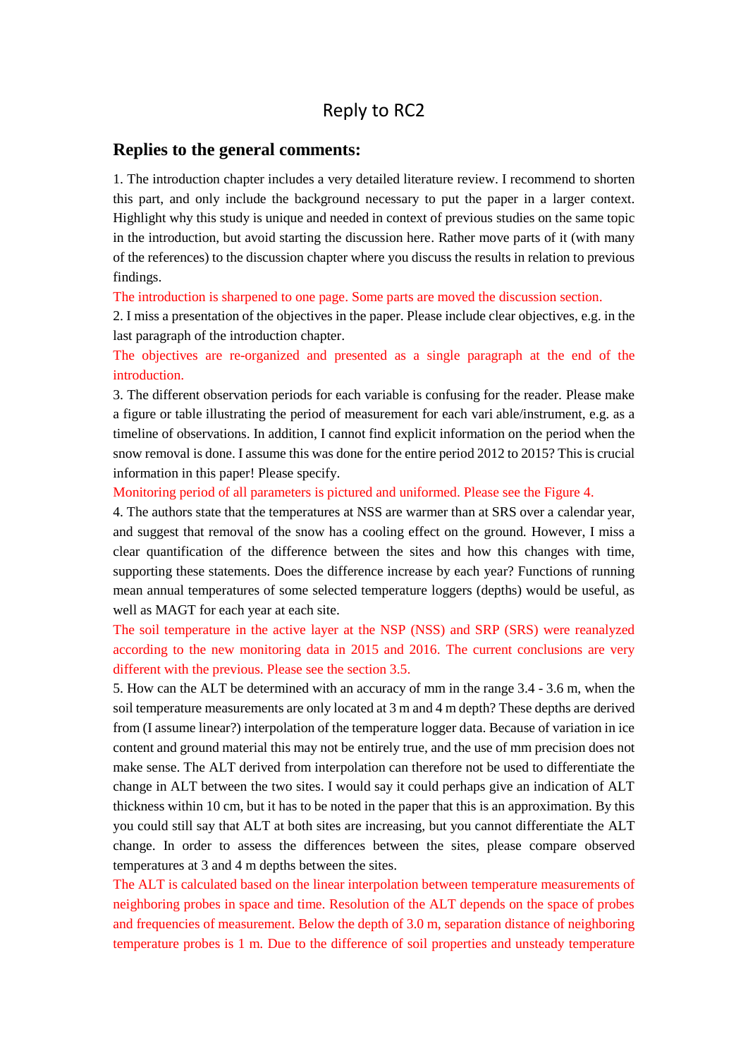# Reply to RC2

## Replies to the general comments:

1. The introduction chapter includes a very detailed literature review. I recommend to shorten this part, and only include the background necessary to put the paper in a larger context. Highlight why this study is unique and needed in context of previous studies on the same topic in the introduction, but avoid starting the discussion here. Rather move parts of it (with many of the references) to the discussion chapter where you discuss the results in relation to previous findings.

The introduction is sharpened to one page. Some parts are moved the discussion section.

2. I miss a presentation of the objectives in the paper. Please include clear objectives, e.g. in the last paragraph of the introduction chapter.

The objectives are re-organized and presented as a single paragraph at the end of the introduction.

3. The different observation periods for each variable is confusing for the reader. Please make a figure or table illustrating the period of measurement for each vari able/instrument, e.g. as a timeline of observations. In addition, I cannot find explicit information on the period when the snow removal is done. I assume this was done for the entire period 2012 to 2015? This is crucial information in this paper! Please specify.

Monitoring period of all parameters is pictured and uniformed. Please see the Figure 4.

4. The authors state that the temperatures at NSS are warmer than at SRS over a calendar year, and suggest that removal of the snow has a cooling effect on the ground. However, I miss a clear quantification of the difference between the sites and how this changes with time, supporting these statements. Does the difference increase by each year? Functions of running mean annual temperatures of some selected temperature loggers (depths) would be useful, as well as MAGT for each year at each site.

The soil temperature in the active layer at the NSP (NSS) and SRP (SRS) were reanalyzed according to the new monitoring data in 2015 and 2016. The current conclusions are very different with the previous. Please see the section 3.5.

5. How can the ALT be determined with an accuracy of mm in the range 3.4 - 3.6 m, when the soil temperature measurements are only located at 3 m and 4 m depth? These depths are derived from (I assume linear?) interpolation of the temperature logger data. Because of variation in ice content and ground material this may not be entirely true, and the use of mm precision does not make sense. The ALT derived from interpolation can therefore not be used to differentiate the change in ALT between the two sites. I would say it could perhaps give an indication of ALT thickness within 10 cm, but it has to be noted in the paper that this is an approximation. By this you could still say that ALT at both sites are increasing, but you cannot differentiate the ALT change. In order to assess the differences between the sites, please compare observed temperatures at 3 and 4 m depths between the sites.

The ALT is calculated based on the linear interpolation between temperature measurements of neighboring probes in space and time. Resolution of the ALT depends on the space of probes and frequencies of measurement. Below the depth of 3.0 m, separation distance of neighboring temperature probes is 1 m. Due to the difference of soil properties and unsteady temperature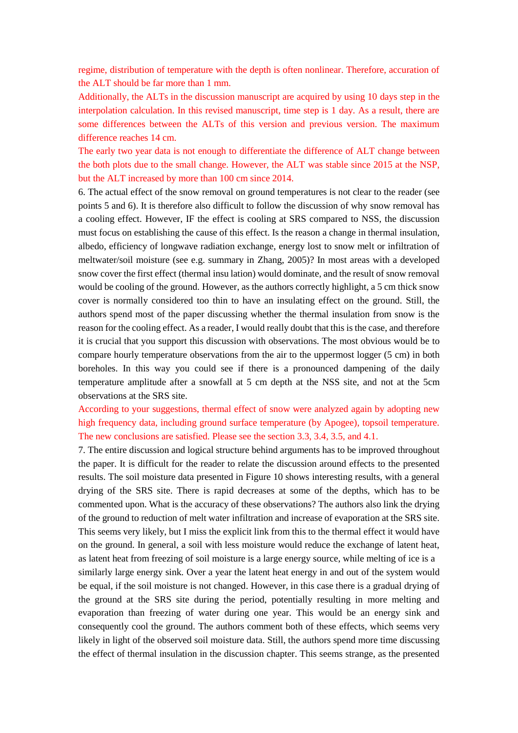regime, distribution of temperature with the depth is often nonlinear. Therefore, accuration of the ALT should be far more than 1 mm.

Additionally, the ALTs in the discussion manuscript are acquired by using 10 days step in the interpolation calculation. In this revised manuscript, time step is 1 day. As a result, there are some differences between the ALTs of this version and previous version. The maximum difference reaches 14 cm.

The early two year data is not enough to differentiate the difference of ALT change between the both plots due to the small change. However, the ALT was stable since 2015 at the NSP, but the ALT increased by more than 100 cm since 2014.

6. The actual effect of the snow removal on ground temperatures is not clear to the reader (see points 5 and 6). It is therefore also difficult to follow the discussion of why snow removal has a cooling effect. However, IF the effect is cooling at SRS compared to NSS, the discussion must focus on establishing the cause of this effect. Is the reason a change in thermal insulation, albedo, efficiency of longwave radiation exchange, energy lost to snow melt or infiltration of meltwater/soil moisture (see e.g. summary in Zhang, 2005)? In most areas with a developed snow cover the first effect (thermal insu lation) would dominate, and the result of snow removal would be cooling of the ground. However, as the authors correctly highlight, a 5 cm thick snow cover is normally considered too thin to have an insulating effect on the ground. Still, the authors spend most of the paper discussing whether the thermal insulation from snow is the reason for the cooling effect. As a reader, I would really doubt that this is the case, and therefore it is crucial that you support this discussion with observations. The most obvious would be to compare hourly temperature observations from the air to the uppermost logger (5 cm) in both boreholes. In this way you could see if there is a pronounced dampening of the daily temperature amplitude after a snowfall at 5 cm depth at the NSS site, and not at the 5cm observations at the SRS site.

According to your suggestions, thermal effect of snow were analyzed again by adopting new high frequency data, including ground surface temperature (by Apogee), topsoil temperature. The new conclusions are satisfied. Please see the section 3.3, 3.4, 3.5, and 4.1.

7. The entire discussion and logical structure behind arguments has to be improved throughout the paper. It is difficult for the reader to relate the discussion around effects to the presented results. The soil moisture data presented in Figure 10 shows interesting results, with a general drying of the SRS site. There is rapid decreases at some of the depths, which has to be commented upon. What is the accuracy of these observations? The authors also link the drying of the ground to reduction of melt water infiltration and increase of evaporation at the SRS site. This seems very likely, but I miss the explicit link from this to the thermal effect it would have on the ground. In general, a soil with less moisture would reduce the exchange of latent heat, as latent heat from freezing of soil moisture is a large energy source, while melting of ice is a similarly large energy sink. Over a year the latent heat energy in and out of the system would be equal, if the soil moisture is not changed. However, in this case there is a gradual drying of the ground at the SRS site during the period, potentially resulting in more melting and evaporation than freezing of water during one year. This would be an energy sink and consequently cool the ground. The authors comment both of these effects, which seems very likely in light of the observed soil moisture data. Still, the authors spend more time discussing the effect of thermal insulation in the discussion chapter. This seems strange, as the presented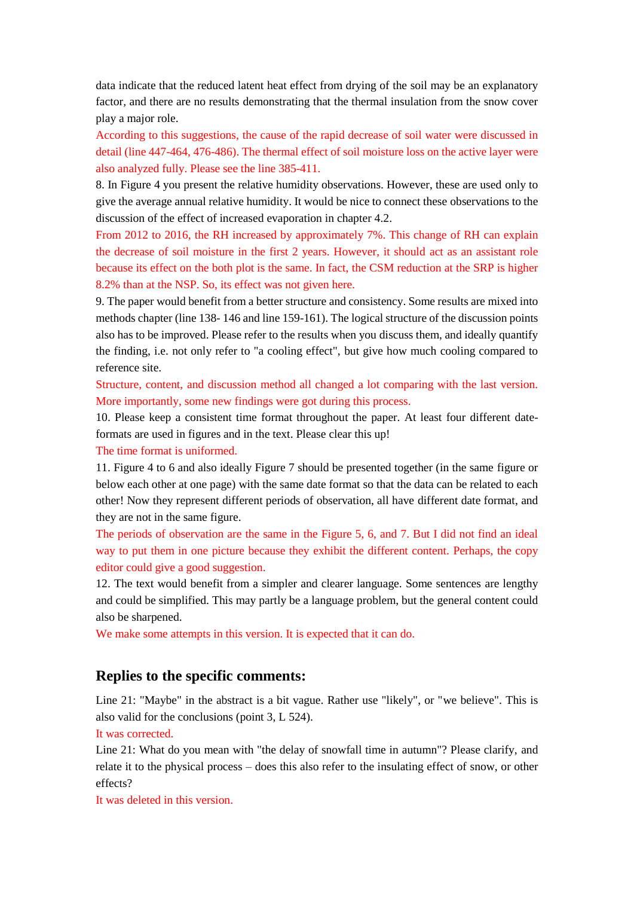data indicate that the reduced latent heat effect from drying of the soil may be an explanatory factor, and there are no results demonstrating that the thermal insulation from the snow cover play a major role.

According to this suggestions, the cause of the rapid decrease of soil water were discussed in detail (line 447-464, 476-486). The thermal effect of soil moisture loss on the active layer were also analyzed fully. Please see the line 385-411.

8. In Figure 4 you present the relative humidity observations. However, these are used only to give the average annual relative humidity. It would be nice to connect these observations to the discussion of the effect of increased evaporation in chapter 4.2.

From 2012 to 2016, the RH increased by approximately 7%. This change of RH can explain the decrease of soil moisture in the first 2 years. However, it should act as an assistant role because its effect on the both plot is the same. In fact, the CSM reduction at the SRP is higher 8.2% than at the NSP. So, its effect was not given here.

9. The paper would benefit from a better structure and consistency. Some results are mixed into methods chapter (line 138- 146 and line 159-161). The logical structure of the discussion points also has to be improved. Please refer to the results when you discuss them, and ideally quantify the finding, i.e. not only refer to "a cooling effect", but give how much cooling compared to reference site.

Structure, content, and discussion method all changed a lot comparing with the last version. More importantly, some new findings were got during this process.

10. Please keep a consistent time format throughout the paper. At least four different date-formats are used in figures and in the text. Please clear this up!

The time format is uniformed.

11. Figure 4 to 6 and also ideally Figure 7 should be presented together (in the same figure or below each other at one page) with the same date format so that the data can be related to each other! Now they represent different periods of observation, all have different date format, and they are not in the same figure.

The periods of observation are the same in the Figure 5, 6, and 7. But I did not find an ideal way to put them in one picture because they exhibit the different content. Perhaps, the copy editor could give a good suggestion.

12. The text would benefit from a simpler and clearer language. Some sentences are lengthy and could be simplified. This may partly be a language problem, but the general content could also be sharpened.

We make some attempts in this version. It is expected that it can do.

## Replies to the specific comments:

Line 21: "Maybe" in the abstract is a bit vague. Rather use "likely", or "we believe". This is also valid for the conclusions (point 3, L 524).

It was corrected.

Line 21: What do you mean with "the delay of snowfall time in autumn"? Please clarify, and relate it to the physical process – does this also refer to the insulating effect of snow, or other effects?

It was deleted in this version.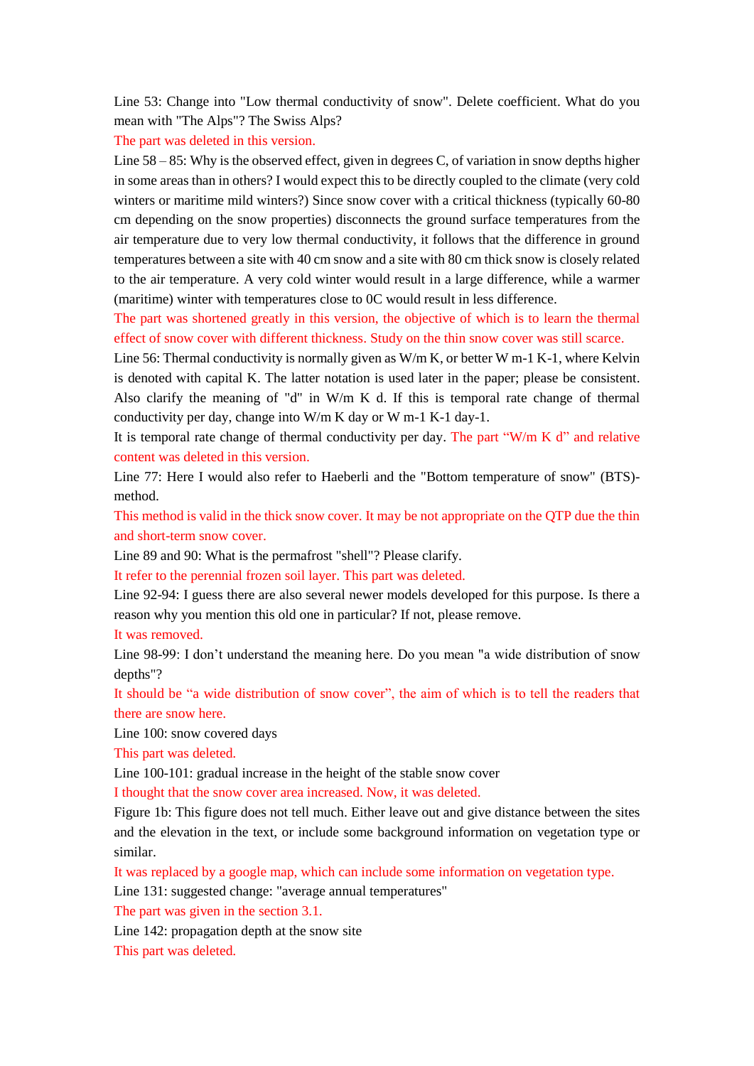Line 53: Change into "Low thermal conductivity of snow". Delete coefficient. What do you mean with "The Alps"? The Swiss Alps?

The part was deleted in this version.

Line 58 – 85: Why is the observed effect, given in degrees C, of variation in snow depths higher in some areas than in others? I would expect this to be directly coupled to the climate (very cold winters or maritime mild winters?) Since snow cover with a critical thickness (typically 60-80 cm depending on the snow properties) disconnects the ground surface temperatures from the air temperature due to very low thermal conductivity, it follows that the difference in ground temperatures between a site with 40 cm snow and a site with 80 cm thick snow is closely related to the air temperature. A very cold winter would result in a large difference, while a warmer (maritime) winter with temperatures close to 0C would result in less difference.

The part was shortened greatly in this version, the objective of which is to learn the thermal effect of snow cover with different thickness. Study on the thin snow cover was still scarce.

Line 56: Thermal conductivity is normally given as W/m K, or better W m-1 K-1, where Kelvin is denoted with capital K. The latter notation is used later in the paper; please be consistent. Also clarify the meaning of "d" in W/m K d. If this is temporal rate change of thermal conductivity per day, change into W/m K day or W m-1 K-1 day-1.

It is temporal rate change of thermal conductivity per day. The part "W/m K d" and relative content was deleted in this version.

Line 77: Here I would also refer to Haeberli and the "Bottom temperature of snow" (BTS)-method.

This method is valid in the thick snow cover. It may be not appropriate on the QTP due the thin and short-term snow cover.

Line 89 and 90: What is the permafrost "shell"? Please clarify.

It refer to the perennial frozen soil layer. This part was deleted.

Line 92-94: I guess there are also several newer models developed for this purpose. Is there a reason why you mention this old one in particular? If not, please remove.

It was removed.

Line 98-99: I don't understand the meaning here. Do you mean "a wide distribution of snow depths"?

It should be "a wide distribution of snow cover", the aim of which is to tell the readers that there are snow here.

Line 100: snow covered days

This part was deleted.

Line 100-101: gradual increase in the height of the stable snow cover

I thought that the snow cover area increased. Now, it was deleted.

Figure 1b: This figure does not tell much. Either leave out and give distance between the sites and the elevation in the text, or include some background information on vegetation type or similar.

It was replaced by a google map, which can include some information on vegetation type.

Line 131: suggested change: "average annual temperatures"

The part was given in the section 3.1.

Line 142: propagation depth at the snow site

This part was deleted.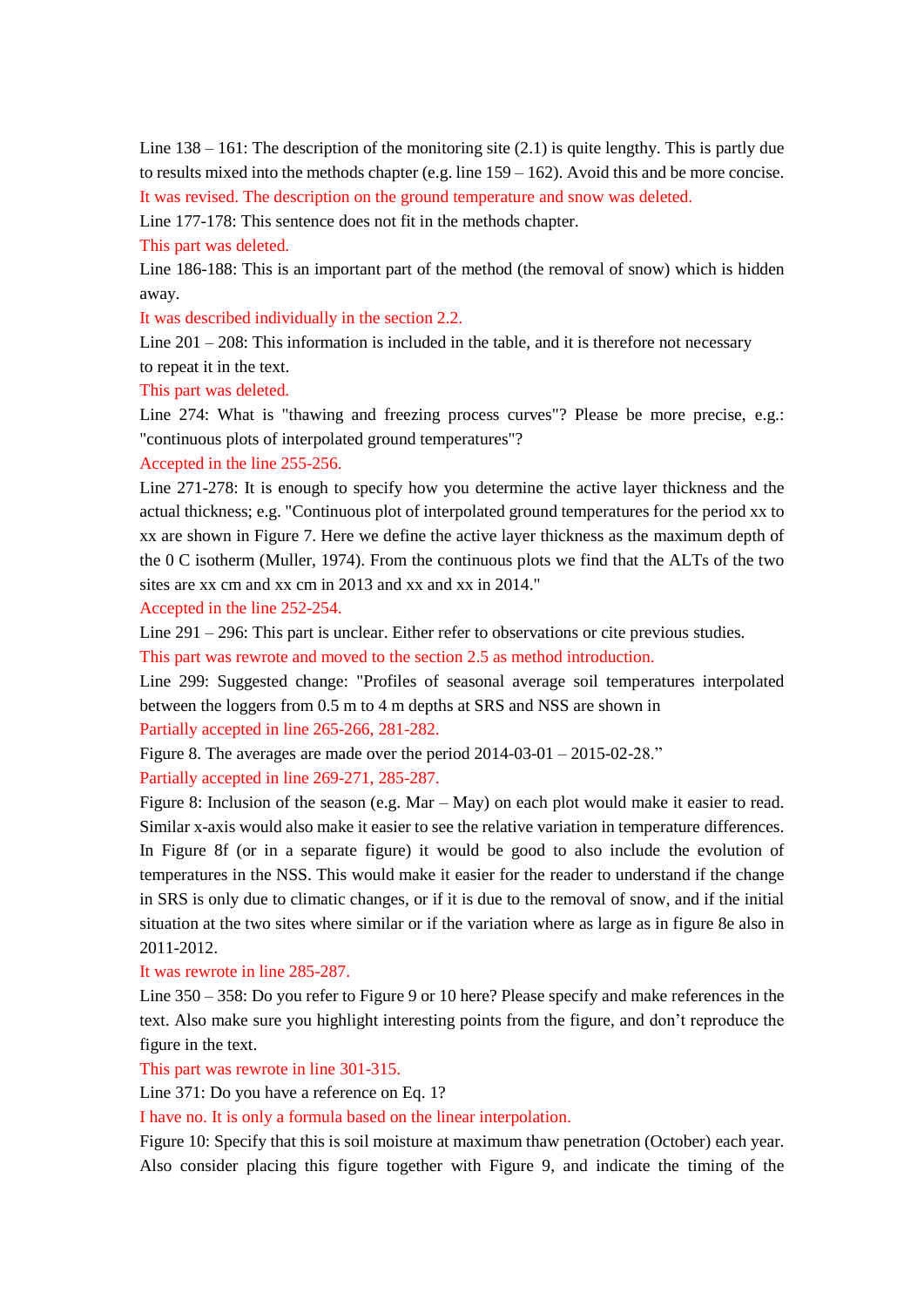Line 138 – 161: The description of the monitoring site (2.1) is quite lengthy. This is partly due to results mixed into the methods chapter (e.g. line 159 – 162). Avoid this and be more concise.

It was revised. The description on the ground temperature and snow was deleted.

Line 177-178: This sentence does not fit in the methods chapter.

This part was deleted.

Line 186-188: This is an important part of the method (the removal of snow) which is hidden away.

It was described individually in the section 2.2.

Line 201 – 208: This information is included in the table, and it is therefore not necessary to repeat it in the text.

This part was deleted.

Line 274: What is "thawing and freezing process curves"? Please be more precise, e.g.: "continuous plots of interpolated ground temperatures"?

Accepted in the line 255-256.

Line 271-278: It is enough to specify how you determine the active layer thickness and the actual thickness; e.g. "Continuous plot of interpolated ground temperatures for the period xx to xx are shown in Figure 7. Here we define the active layer thickness as the maximum depth of the 0 C isotherm (Muller, 1974). From the continuous plots we find that the ALTs of the two sites are xx cm and xx cm in 2013 and xx and xx in 2014."

Accepted in the line 252-254.

Line 291 – 296: This part is unclear. Either refer to observations or cite previous studies.

This part was rewrote and moved to the section 2.5 as method introduction.

Line 299: Suggested change: "Profiles of seasonal average soil temperatures interpolated between the loggers from 0.5 m to 4 m depths at SRS and NSS are shown in

Partially accepted in line 265-266, 281-282.

Figure 8. The averages are made over the period 2014-03-01 – 2015-02-28."

Partially accepted in line 269-271, 285-287.

Figure 8: Inclusion of the season (e.g. Mar – May) on each plot would make it easier to read. Similar x-axis would also make it easier to see the relative variation in temperature differences. In Figure 8f (or in a separate figure) it would be good to also include the evolution of temperatures in the NSS. This would make it easier for the reader to understand if the change in SRS is only due to climatic changes, or if it is due to the removal of snow, and if the initial situation at the two sites where similar or if the variation where as large as in figure 8e also in 2011-2012.

It was rewrote in line 285-287.

Line 350 – 358: Do you refer to Figure 9 or 10 here? Please specify and make references in the text. Also make sure you highlight interesting points from the figure, and don't reproduce the figure in the text.

This part was rewrote in line 301-315.

Line 371: Do you have a reference on Eq. 1?

I have no. It is only a formula based on the linear interpolation.

Figure 10: Specify that this is soil moisture at maximum thaw penetration (October) each year. Also consider placing this figure together with Figure 9, and indicate the timing of the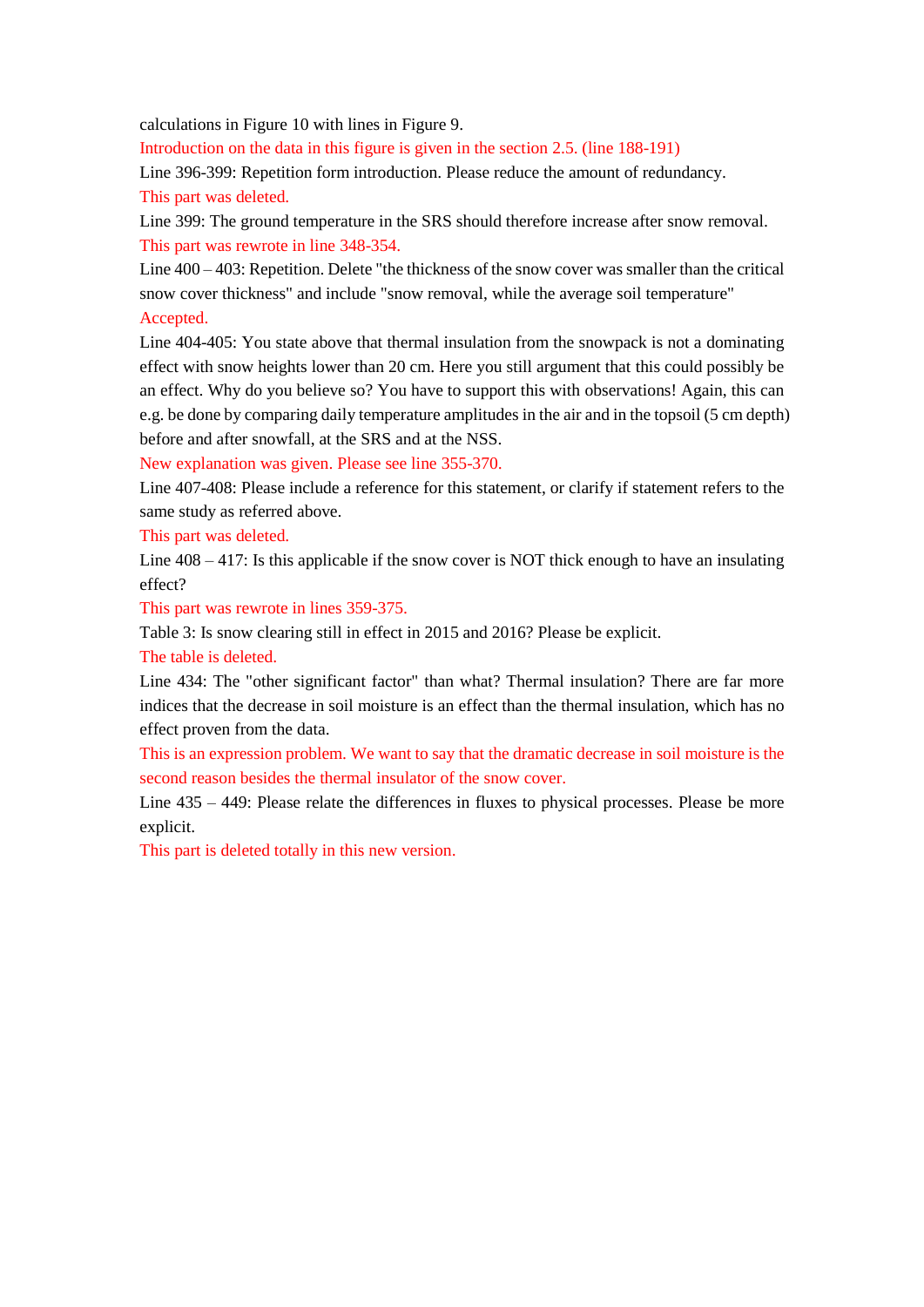calculations in Figure 10 with lines in Figure 9.

Introduction on the data in this figure is given in the section 2.5. (line 188-191)

Line 396-399: Repetition form introduction. Please reduce the amount of redundancy.

This part was deleted.

Line 399: The ground temperature in the SRS should therefore increase after snow removal.

This part was rewrote in line 348-354.

Line 400 – 403: Repetition. Delete "the thickness of the snow cover was smaller than the critical snow cover thickness" and include "snow removal, while the average soil temperature"

Accepted.

Line 404-405: You state above that thermal insulation from the snowpack is not a dominating effect with snow heights lower than 20 cm. Here you still argument that this could possibly be an effect. Why do you believe so? You have to support this with observations! Again, this can e.g. be done by comparing daily temperature amplitudes in the air and in the topsoil (5 cm depth) before and after snowfall, at the SRS and at the NSS.

New explanation was given. Please see line 355-370.

Line 407-408: Please include a reference for this statement, or clarify if statement refers to the same study as referred above.

This part was deleted.

Line 408 – 417: Is this applicable if the snow cover is NOT thick enough to have an insulating effect?

This part was rewrote in lines 359-375.

Table 3: Is snow clearing still in effect in 2015 and 2016? Please be explicit.

The table is deleted.

Line 434: The "other significant factor" than what? Thermal insulation? There are far more indices that the decrease in soil moisture is an effect than the thermal insulation, which has no effect proven from the data.

This is an expression problem. We want to say that the dramatic decrease in soil moisture is the second reason besides the thermal insulator of the snow cover.

Line 435 – 449: Please relate the differences in fluxes to physical processes. Please be more explicit.

This part is deleted totally in this new version.